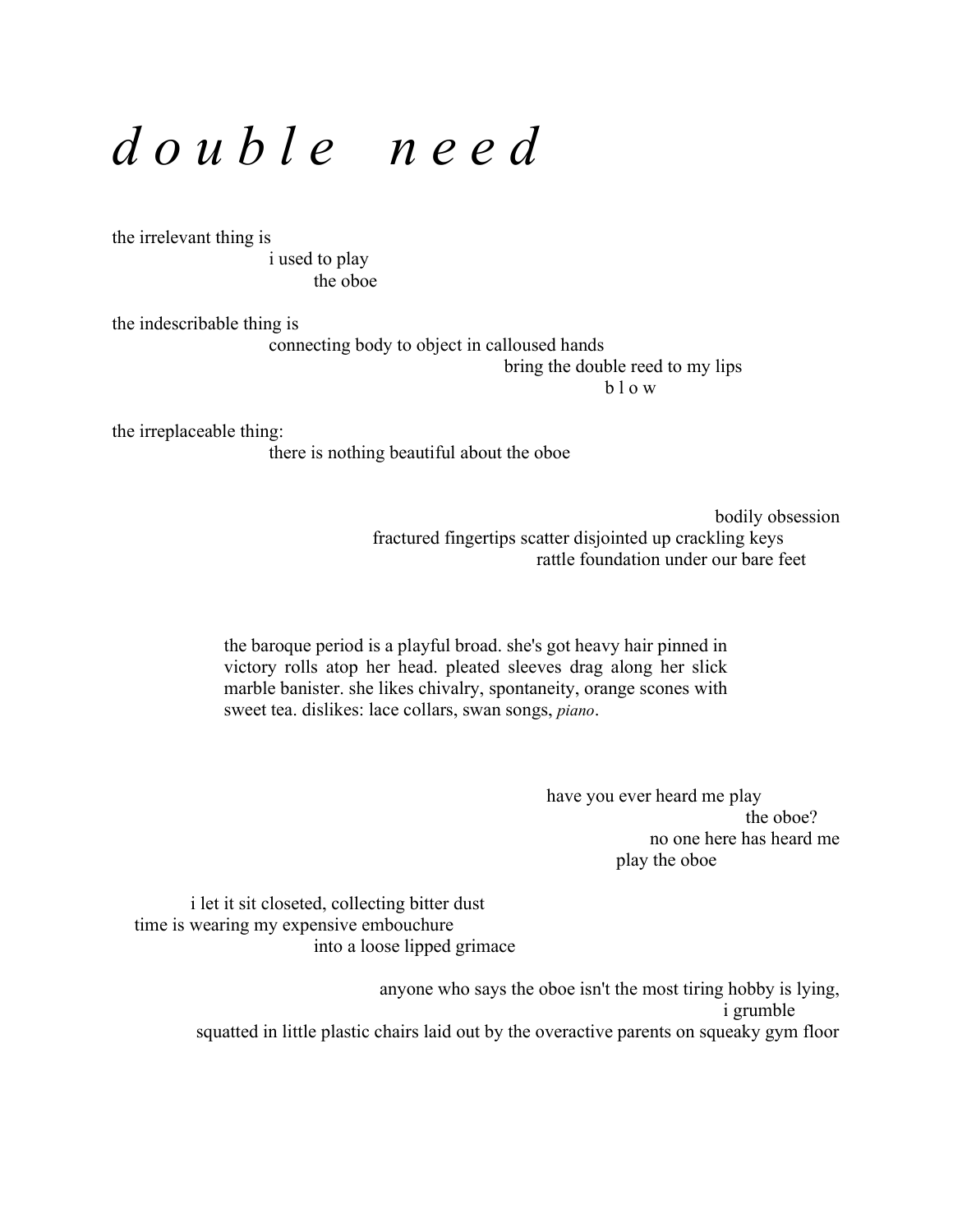# *d o u b l e   n e e d*

the irrelevant thing is
i used to play
the oboe

the indescribable thing is
connecting body to object in calloused hands
bring the double reed to my lips
b l o w

the irreplaceable thing:
there is nothing beautiful about the oboe

bodily obsession
fractured fingertips scatter disjointed up crackling keys
rattle foundation under our bare feet

the baroque period is a playful broad. she's got heavy hair pinned in victory rolls atop her head. pleated sleeves drag along her slick marble banister. she likes chivalry, spontaneity, orange scones with sweet tea. dislikes: lace collars, swan songs, *piano*.

have you ever heard me play
the oboe?
no one here has heard me
play the oboe

i let it sit closeted, collecting bitter dust
time is wearing my expensive embouchure
into a loose lipped grimace

anyone who says the oboe isn't the most tiring hobby is lying,
i grumble
squatted in little plastic chairs laid out by the overactive parents on squeaky gym floor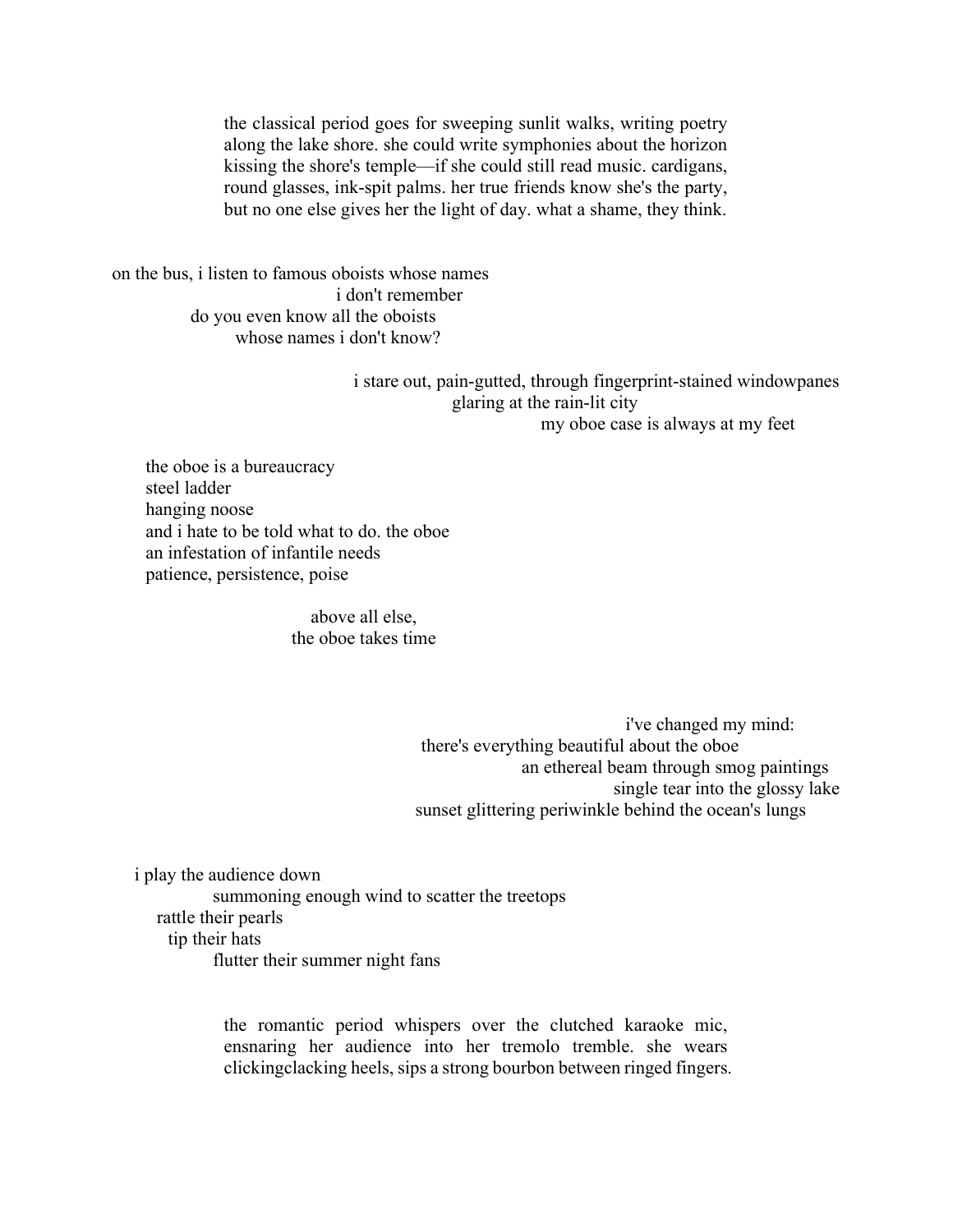the classical period goes for sweeping sunlit walks, writing poetry along the lake shore. she could write symphonies about the horizon kissing the shore's temple—if she could still read music. cardigans, round glasses, ink-spit palms. her true friends know she's the party, but no one else gives her the light of day. what a shame, they think.

on the bus, i listen to famous oboists whose names  
i don't remember  
do you even know all the oboists  
whose names i don't know?

i stare out, pain-gutted, through fingerprint-stained windowpanes  
glaring at the rain-lit city  
my oboe case is always at my feet

the oboe is a bureaucracy  
steel ladder  
hanging noose  
and i hate to be told what to do. the oboe  
an infestation of infantile needs  
patience, persistence, poise

above all else,  
the oboe takes time

i've changed my mind:  
there's everything beautiful about the oboe  
an ethereal beam through smog paintings  
single tear into the glossy lake  
sunset glittering periwinkle behind the ocean's lungs

i play the audience down  
summoning enough wind to scatter the treetops  
rattle their pearls  
tip their hats  
flutter their summer night fans

the romantic period whispers over the clutched karaoke mic, ensnaring her audience into her tremolo tremble. she wears clickingclacking heels, sips a strong bourbon between ringed fingers.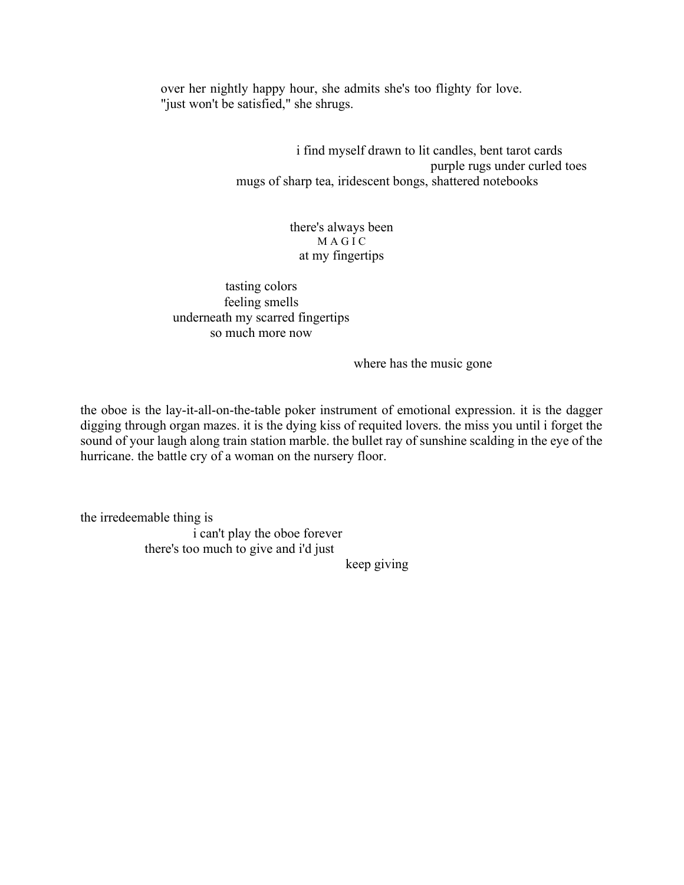over her nightly happy hour, she admits she's too flighty for love.
"just won't be satisfied," she shrugs.

i find myself drawn to lit candles, bent tarot cards
purple rugs under curled toes
mugs of sharp tea, iridescent bongs, shattered notebooks

there's always been
M A G I C
at my fingertips

tasting colors
feeling smells
underneath my scarred fingertips
so much more now

where has the music gone

the oboe is the lay-it-all-on-the-table poker instrument of emotional expression. it is the dagger digging through organ mazes. it is the dying kiss of requited lovers. the miss you until i forget the sound of your laugh along train station marble. the bullet ray of sunshine scalding in the eye of the hurricane. the battle cry of a woman on the nursery floor.

the irredeemable thing is
i can't play the oboe forever
there's too much to give and i'd just
keep giving